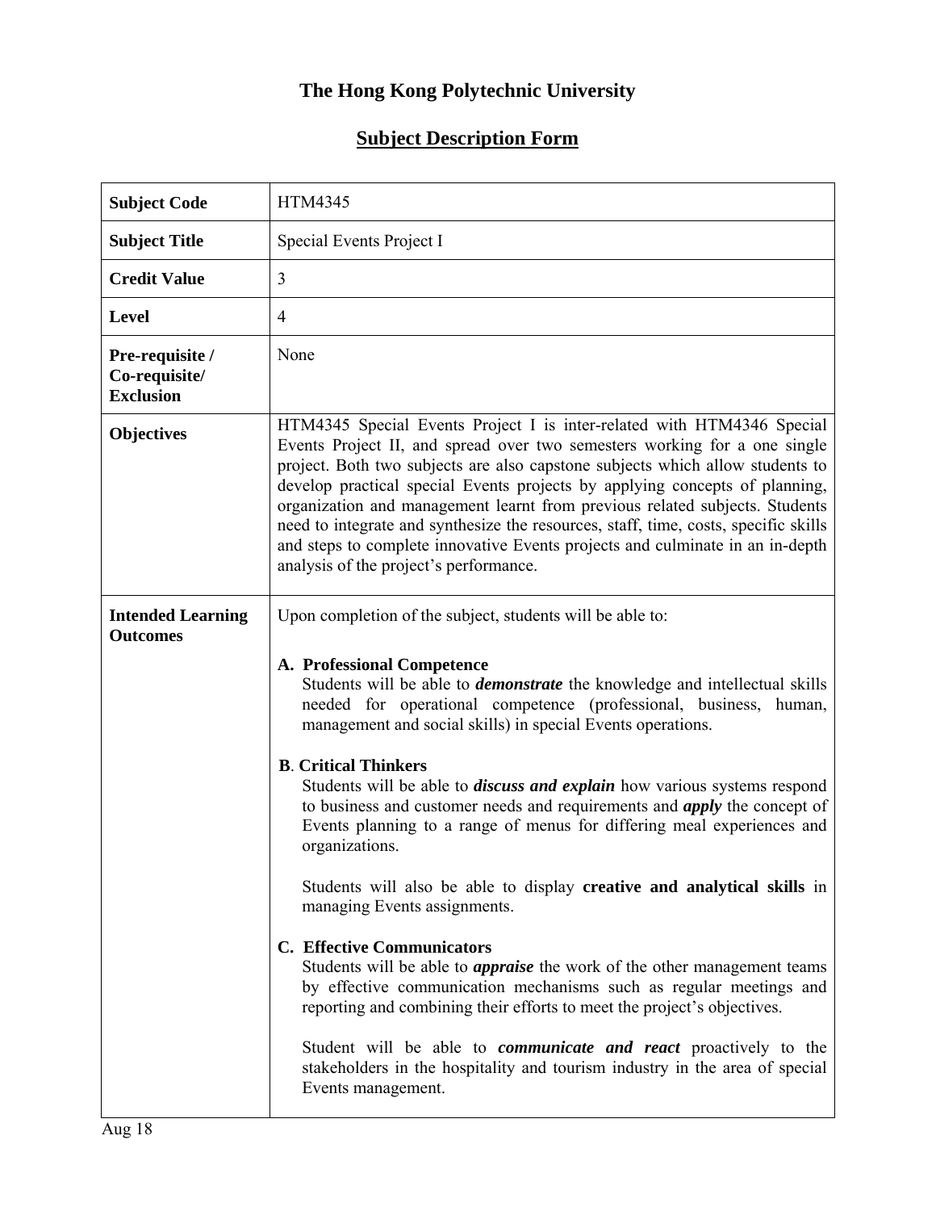# The Hong Kong Polytechnic University

## Subject Description Form

| | |
|---|---|
| **Subject Code** | HTM4345 |
| **Subject Title** | Special Events Project I |
| **Credit Value** | 3 |
| **Level** | 4 |
| **Pre-requisite / Co-requisite/ Exclusion** | None |
| **Objectives** | HTM4345 Special Events Project I is inter-related with HTM4346 Special Events Project II, and spread over two semesters working for a one single project. Both two subjects are also capstone subjects which allow students to develop practical special Events projects by applying concepts of planning, organization and management learnt from previous related subjects. Students need to integrate and synthesize the resources, staff, time, costs, specific skills and steps to complete innovative Events projects and culminate in an in-depth analysis of the project's performance. |
| **Intended Learning Outcomes** | Upon completion of the subject, students will be able to:<br><br>**A. Professional Competence**<br>Students will be able to ***demonstrate*** the knowledge and intellectual skills needed for operational competence (professional, business, human, management and social skills) in special Events operations.<br><br>**B. Critical Thinkers**<br>Students will be able to ***discuss and explain*** how various systems respond to business and customer needs and requirements and ***apply*** the concept of Events planning to a range of menus for differing meal experiences and organizations.<br><br>Students will also be able to display **creative and analytical skills** in managing Events assignments.<br><br>**C. Effective Communicators**<br>Students will be able to ***appraise*** the work of the other management teams by effective communication mechanisms such as regular meetings and reporting and combining their efforts to meet the project's objectives.<br><br>Student will be able to ***communicate and react*** proactively to the stakeholders in the hospitality and tourism industry in the area of special Events management. |

Aug 18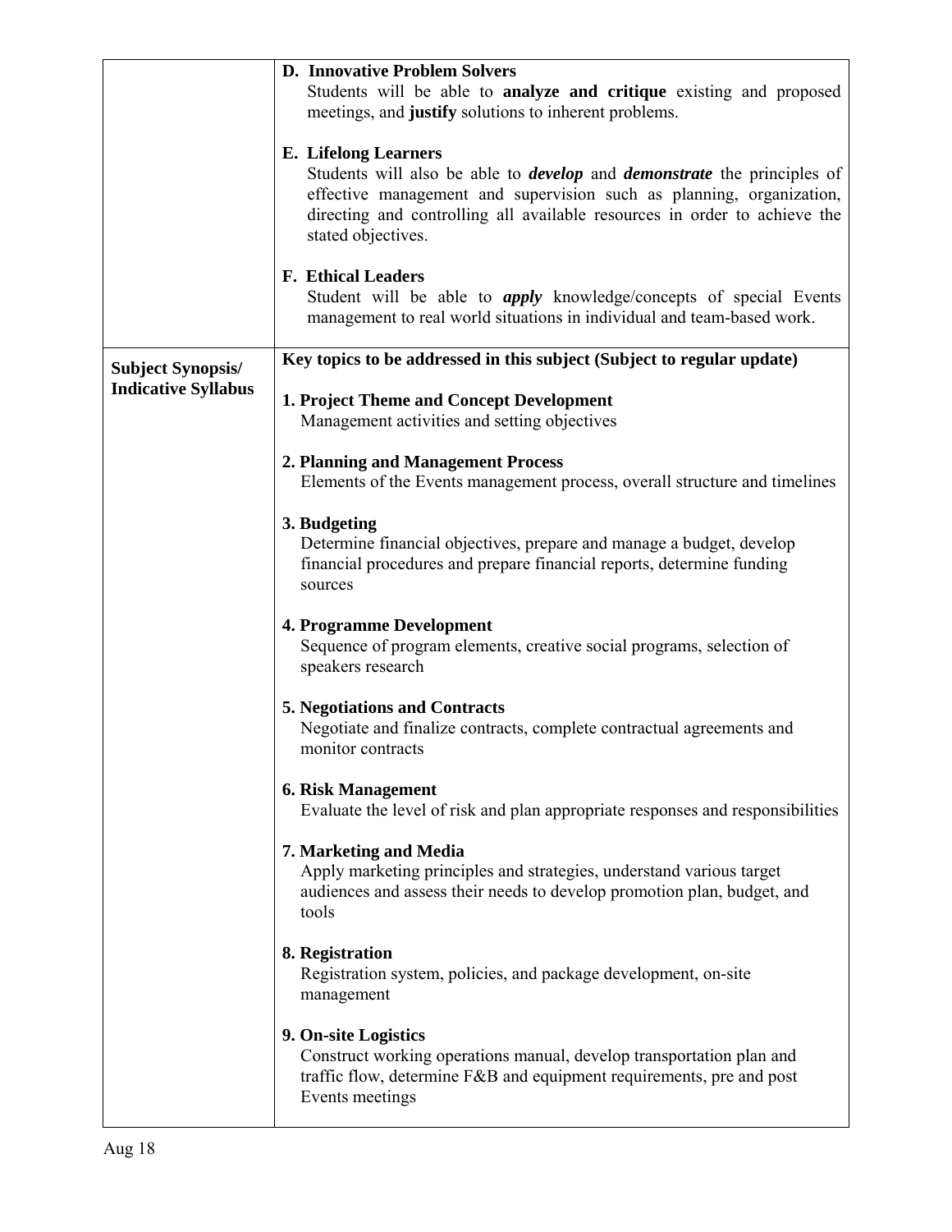| | |
|---|---|
| | **D. Innovative Problem Solvers**<br>Students will be able to **analyze and critique** existing and proposed meetings, and **justify** solutions to inherent problems.<br><br>**E. Lifelong Learners**<br>Students will also be able to ***develop*** and ***demonstrate*** the principles of effective management and supervision such as planning, organization, directing and controlling all available resources in order to achieve the stated objectives.<br><br>**F. Ethical Leaders**<br>Student will be able to ***apply*** knowledge/concepts of special Events management to real world situations in individual and team-based work. |
| **Subject Synopsis/ Indicative Syllabus** | **Key topics to be addressed in this subject (Subject to regular update)**<br><br>**1. Project Theme and Concept Development**<br>Management activities and setting objectives<br><br>**2. Planning and Management Process**<br>Elements of the Events management process, overall structure and timelines<br><br>**3. Budgeting**<br>Determine financial objectives, prepare and manage a budget, develop financial procedures and prepare financial reports, determine funding sources<br><br>**4. Programme Development**<br>Sequence of program elements, creative social programs, selection of speakers research<br><br>**5. Negotiations and Contracts**<br>Negotiate and finalize contracts, complete contractual agreements and monitor contracts<br><br>**6. Risk Management**<br>Evaluate the level of risk and plan appropriate responses and responsibilities<br><br>**7. Marketing and Media**<br>Apply marketing principles and strategies, understand various target audiences and assess their needs to develop promotion plan, budget, and tools<br><br>**8. Registration**<br>Registration system, policies, and package development, on-site management<br><br>**9. On-site Logistics**<br>Construct working operations manual, develop transportation plan and traffic flow, determine F&B and equipment requirements, pre and post Events meetings |

Aug 18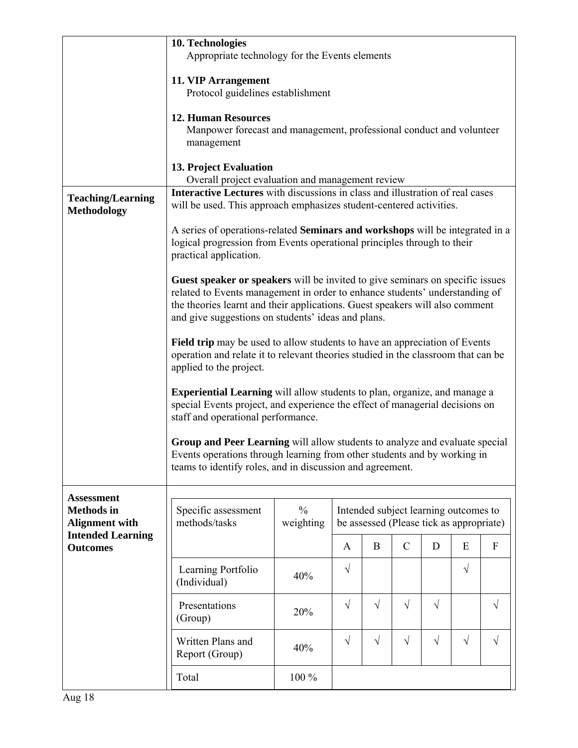| | |
|---|---|
| | **10. Technologies**<br>Appropriate technology for the Events elements<br><br>**11. VIP Arrangement**<br>Protocol guidelines establishment<br><br>**12. Human Resources**<br>Manpower forecast and management, professional conduct and volunteer management<br><br>**13. Project Evaluation**<br>Overall project evaluation and management review |
| **Teaching/Learning Methodology** | **Interactive Lectures** with discussions in class and illustration of real cases will be used. This approach emphasizes student-centered activities.<br><br>A series of operations-related **Seminars and workshops** will be integrated in a logical progression from Events operational principles through to their practical application.<br><br>**Guest speaker or speakers** will be invited to give seminars on specific issues related to Events management in order to enhance students' understanding of the theories learnt and their applications. Guest speakers will also comment and give suggestions on students' ideas and plans.<br><br>**Field trip** may be used to allow students to have an appreciation of Events operation and relate it to relevant theories studied in the classroom that can be applied to the project.<br><br>**Experiential Learning** will allow students to plan, organize, and manage a special Events project, and experience the effect of managerial decisions on staff and operational performance.<br><br>**Group and Peer Learning** will allow students to analyze and evaluate special Events operations through learning from other students and by working in teams to identify roles, and in discussion and agreement. |
| **Assessment Methods in Alignment with Intended Learning Outcomes** | (see table below) |

| Specific assessment methods/tasks | % weighting | Intended subject learning outcomes to be assessed (Please tick as appropriate) | | | | | |
|---|---|---|---|---|---|---|---|
| | | A | B | C | D | E | F |
| Learning Portfolio (Individual) | 40% | √ | | | | √ | |
| Presentations (Group) | 20% | √ | √ | √ | √ | | √ |
| Written Plans and Report (Group) | 40% | √ | √ | √ | √ | √ | √ |
| Total | 100 % | | | | | | |

Aug 18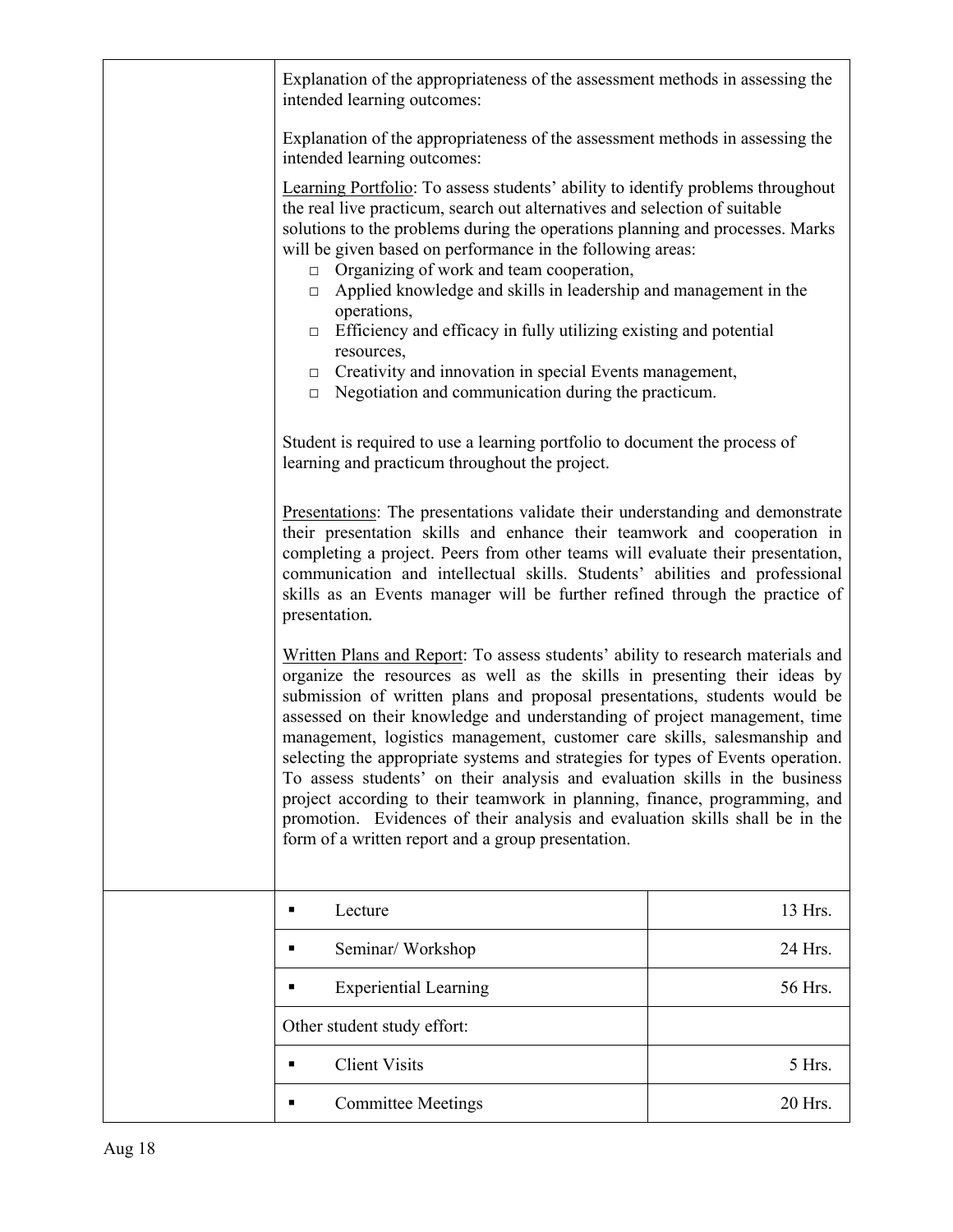| | |
|---|---|
| | Explanation of the appropriateness of the assessment methods in assessing the intended learning outcomes:<br><br>Explanation of the appropriateness of the assessment methods in assessing the intended learning outcomes:<br><br><u>Learning Portfolio</u>: To assess students' ability to identify problems throughout the real live practicum, search out alternatives and selection of suitable solutions to the problems during the operations planning and processes. Marks will be given based on performance in the following areas:<br>□ Organizing of work and team cooperation,<br>□ Applied knowledge and skills in leadership and management in the operations,<br>□ Efficiency and efficacy in fully utilizing existing and potential resources,<br>□ Creativity and innovation in special Events management,<br>□ Negotiation and communication during the practicum.<br><br>Student is required to use a learning portfolio to document the process of learning and practicum throughout the project.<br><br><u>Presentations</u>: The presentations validate their understanding and demonstrate their presentation skills and enhance their teamwork and cooperation in completing a project. Peers from other teams will evaluate their presentation, communication and intellectual skills. Students' abilities and professional skills as an Events manager will be further refined through the practice of presentation.<br><br><u>Written Plans and Report</u>: To assess students' ability to research materials and organize the resources as well as the skills in presenting their ideas by submission of written plans and proposal presentations, students would be assessed on their knowledge and understanding of project management, time management, logistics management, customer care skills, salesmanship and selecting the appropriate systems and strategies for types of Events operation. To assess students' on their analysis and evaluation skills in the business project according to their teamwork in planning, finance, programming, and promotion. Evidences of their analysis and evaluation skills shall be in the form of a written report and a group presentation. |

| | | |
|---|---|---|
| | ▪ Lecture | 13 Hrs. |
| | ▪ Seminar/ Workshop | 24 Hrs. |
| | ▪ Experiential Learning | 56 Hrs. |
| | Other student study effort: | |
| | ▪ Client Visits | 5 Hrs. |
| | ▪ Committee Meetings | 20 Hrs. |

Aug 18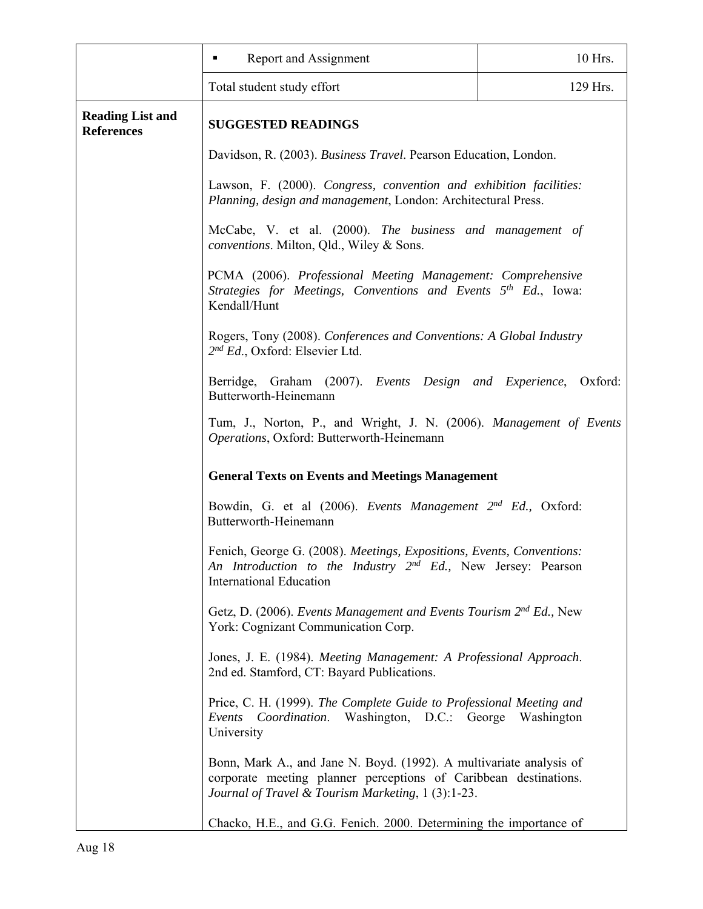| | | |
|---|---|---|
| | ▪ Report and Assignment | 10 Hrs. |
| | Total student study effort | 129 Hrs. |

**Reading List and References**

**SUGGESTED READINGS**

Davidson, R. (2003). *Business Travel*. Pearson Education, London.

Lawson, F. (2000). *Congress, convention and exhibition facilities: Planning, design and management*, London: Architectural Press.

McCabe, V. et al. (2000). *The business and management of conventions*. Milton, Qld., Wiley & Sons.

PCMA (2006). *Professional Meeting Management: Comprehensive Strategies for Meetings, Conventions and Events 5th Ed.*, Iowa: Kendall/Hunt

Rogers, Tony (2008). *Conferences and Conventions: A Global Industry 2nd Ed.*, Oxford: Elsevier Ltd.

Berridge, Graham (2007). *Events Design and Experience*, Oxford: Butterworth-Heinemann

Tum, J., Norton, P., and Wright, J. N. (2006). *Management of Events Operations*, Oxford: Butterworth-Heinemann

**General Texts on Events and Meetings Management**

Bowdin, G. et al (2006). *Events Management 2nd Ed.,* Oxford: Butterworth-Heinemann

Fenich, George G. (2008). *Meetings, Expositions, Events, Conventions: An Introduction to the Industry 2nd Ed.,* New Jersey: Pearson International Education

Getz, D. (2006). *Events Management and Events Tourism 2nd Ed.,* New York: Cognizant Communication Corp.

Jones, J. E. (1984). *Meeting Management: A Professional Approach*. 2nd ed. Stamford, CT: Bayard Publications.

Price, C. H. (1999). *The Complete Guide to Professional Meeting and Events Coordination*. Washington, D.C.: George Washington University

Bonn, Mark A., and Jane N. Boyd. (1992). A multivariate analysis of corporate meeting planner perceptions of Caribbean destinations. *Journal of Travel & Tourism Marketing*, 1 (3):1-23.

Chacko, H.E., and G.G. Fenich. 2000. Determining the importance of

Aug 18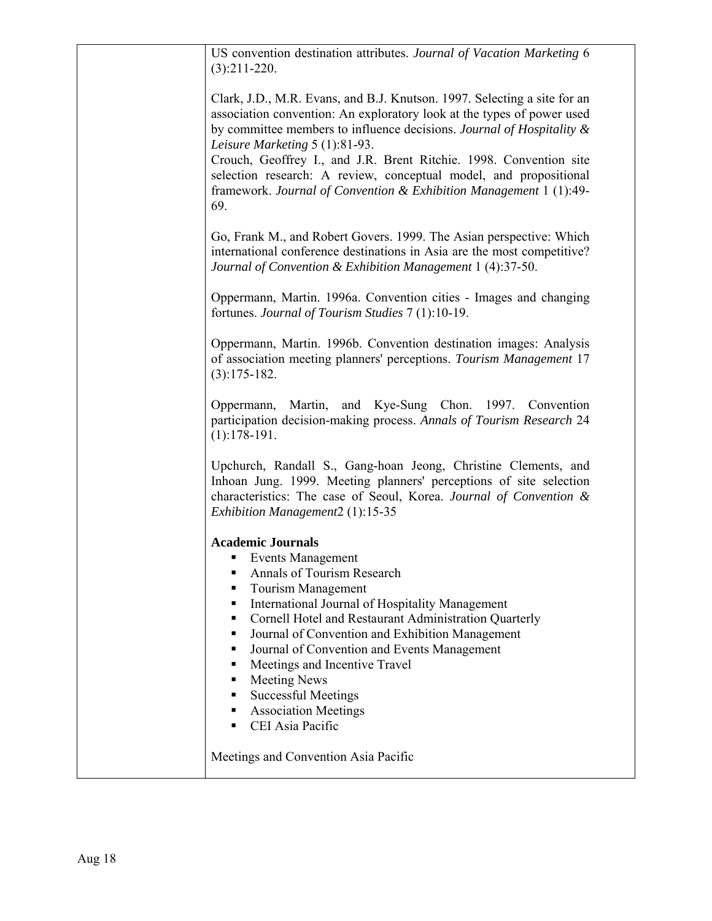US convention destination attributes. *Journal of Vacation Marketing* 6 (3):211-220.

Clark, J.D., M.R. Evans, and B.J. Knutson. 1997. Selecting a site for an association convention: An exploratory look at the types of power used by committee members to influence decisions. *Journal of Hospitality & Leisure Marketing* 5 (1):81-93.
Crouch, Geoffrey I., and J.R. Brent Ritchie. 1998. Convention site selection research: A review, conceptual model, and propositional framework. *Journal of Convention & Exhibition Management* 1 (1):49-69.

Go, Frank M., and Robert Govers. 1999. The Asian perspective: Which international conference destinations in Asia are the most competitive? *Journal of Convention & Exhibition Management* 1 (4):37-50.

Oppermann, Martin. 1996a. Convention cities - Images and changing fortunes. *Journal of Tourism Studies* 7 (1):10-19.

Oppermann, Martin. 1996b. Convention destination images: Analysis of association meeting planners' perceptions. *Tourism Management* 17 (3):175-182.

Oppermann, Martin, and Kye-Sung Chon. 1997. Convention participation decision-making process. *Annals of Tourism Research* 24 (1):178-191.

Upchurch, Randall S., Gang-hoan Jeong, Christine Clements, and Inhoan Jung. 1999. Meeting planners' perceptions of site selection characteristics: The case of Seoul, Korea. *Journal of Convention & Exhibition Management*2 (1):15-35

**Academic Journals**

- Events Management
- Annals of Tourism Research
- Tourism Management
- International Journal of Hospitality Management
- Cornell Hotel and Restaurant Administration Quarterly
- Journal of Convention and Exhibition Management
- Journal of Convention and Events Management
- Meetings and Incentive Travel
- Meeting News
- Successful Meetings
- Association Meetings
- CEI Asia Pacific

Meetings and Convention Asia Pacific